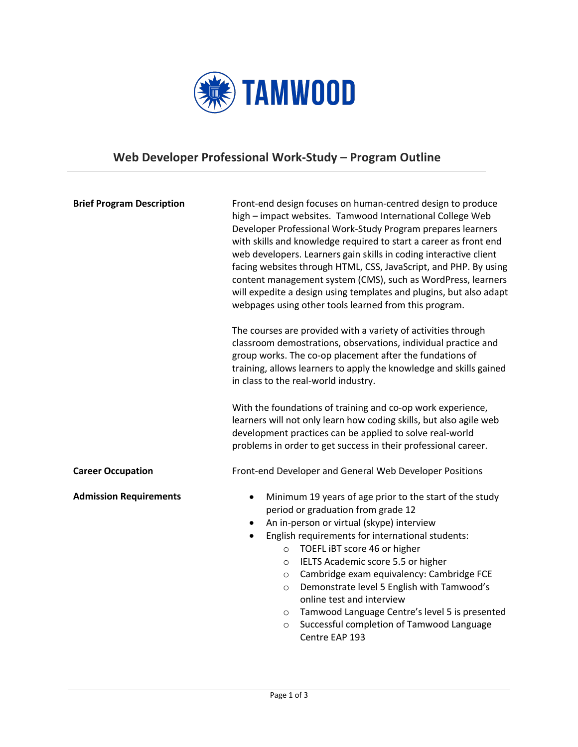TAMWOOD

# Web Developer Professional Work-Study – Program Outline

**Brief Program Description**

Front-end design focuses on human-centred design to produce high – impact websites. Tamwood International College Web Developer Professional Work-Study Program prepares learners with skills and knowledge required to start a career as front end web developers. Learners gain skills in coding interactive client facing websites through HTML, CSS, JavaScript, and PHP. By using content management system (CMS), such as WordPress, learners will expedite a design using templates and plugins, but also adapt webpages using other tools learned from this program.

The courses are provided with a variety of activities through classroom demostrations, observations, individual practice and group works. The co-op placement after the fundations of training, allows learners to apply the knowledge and skills gained in class to the real-world industry.

With the foundations of training and co-op work experience, learners will not only learn how coding skills, but also agile web development practices can be applied to solve real-world problems in order to get success in their professional career.

**Career Occupation**

Front-end Developer and General Web Developer Positions

**Admission Requirements**

- Minimum 19 years of age prior to the start of the study period or graduation from grade 12
- An in-person or virtual (skype) interview
- English requirements for international students:
  - TOEFL iBT score 46 or higher
  - IELTS Academic score 5.5 or higher
  - Cambridge exam equivalency: Cambridge FCE
  - Demonstrate level 5 English with Tamwood's online test and interview
  - Tamwood Language Centre's level 5 is presented
  - Successful completion of Tamwood Language Centre EAP 193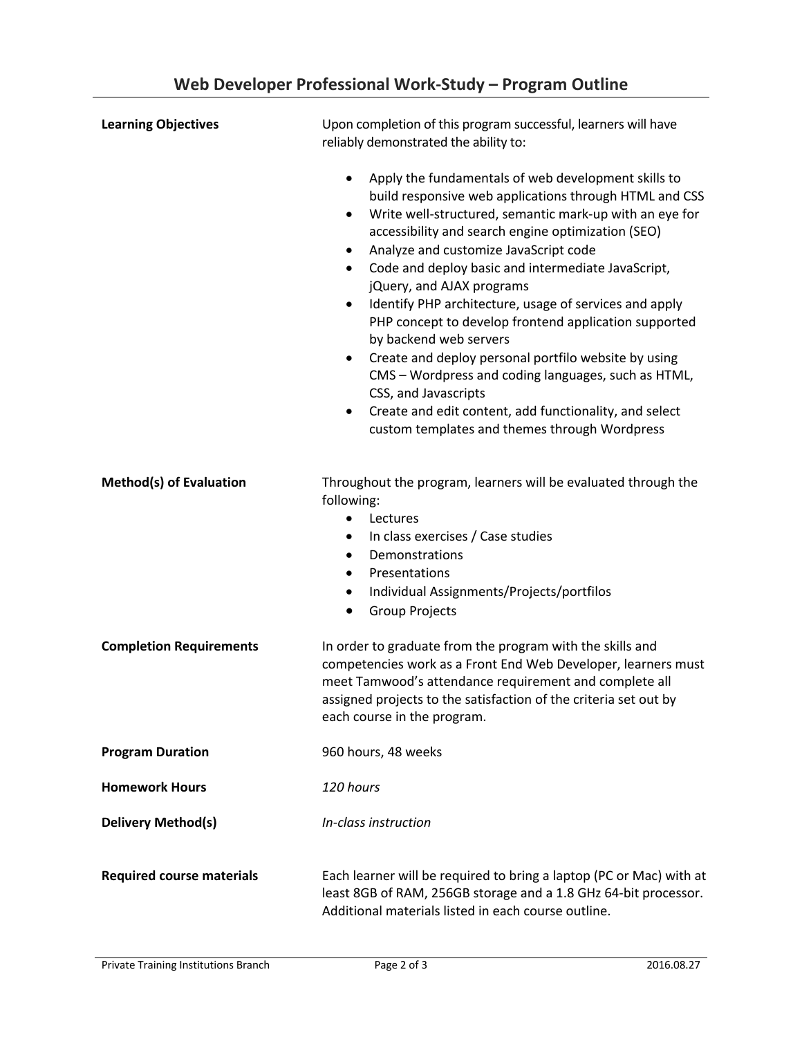## Web Developer Professional Work-Study – Program Outline

**Learning Objectives**

Upon completion of this program successful, learners will have reliably demonstrated the ability to:

- Apply the fundamentals of web development skills to build responsive web applications through HTML and CSS
- Write well-structured, semantic mark-up with an eye for accessibility and search engine optimization (SEO)
- Analyze and customize JavaScript code
- Code and deploy basic and intermediate JavaScript, jQuery, and AJAX programs
- Identify PHP architecture, usage of services and apply PHP concept to develop frontend application supported by backend web servers
- Create and deploy personal portfilo website by using CMS – Wordpress and coding languages, such as HTML, CSS, and Javascripts
- Create and edit content, add functionality, and select custom templates and themes through Wordpress

**Method(s) of Evaluation**

Throughout the program, learners will be evaluated through the following:

- Lectures
- In class exercises / Case studies
- Demonstrations
- Presentations
- Individual Assignments/Projects/portfilos
- Group Projects

**Completion Requirements**

In order to graduate from the program with the skills and competencies work as a Front End Web Developer, learners must meet Tamwood's attendance requirement and complete all assigned projects to the satisfaction of the criteria set out by each course in the program.

**Program Duration**

960 hours, 48 weeks

**Homework Hours**

*120 hours*

**Delivery Method(s)**

*In-class instruction*

**Required course materials**

Each learner will be required to bring a laptop (PC or Mac) with at least 8GB of RAM, 256GB storage and a 1.8 GHz 64-bit processor. Additional materials listed in each course outline.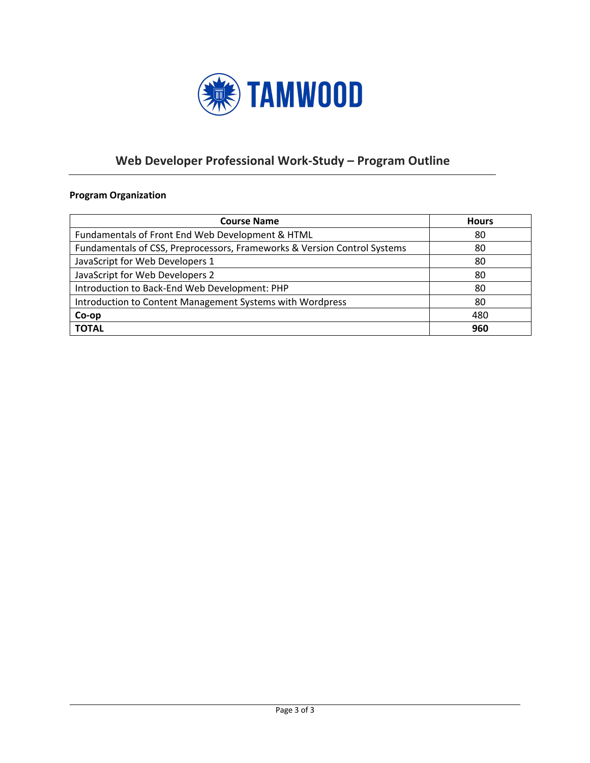TAMWOOD

# Web Developer Professional Work-Study – Program Outline

**Program Organization**

| Course Name | Hours |
| --- | --- |
| Fundamentals of Front End Web Development & HTML | 80 |
| Fundamentals of CSS, Preprocessors, Frameworks & Version Control Systems | 80 |
| JavaScript for Web Developers 1 | 80 |
| JavaScript for Web Developers 2 | 80 |
| Introduction to Back-End Web Development: PHP | 80 |
| Introduction to Content Management Systems with Wordpress | 80 |
| **Co-op** | 480 |
| **TOTAL** | **960** |